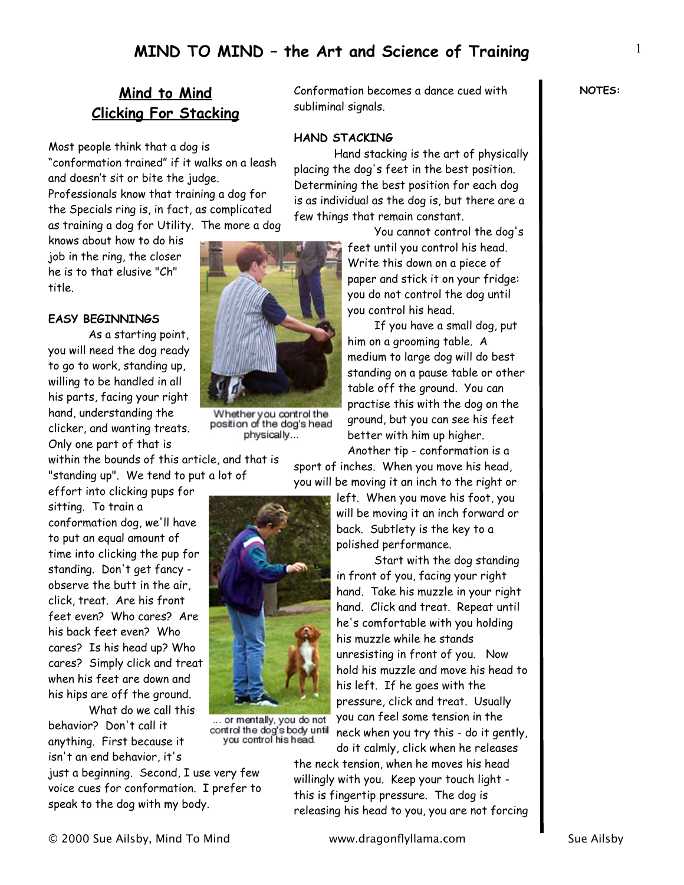# Mind to Mind
## Clicking For Stacking

Most people think that a dog is "conformation trained" if it walks on a leash and doesn't sit or bite the judge. Professionals know that training a dog for the Specials ring is, in fact, as complicated as training a dog for Utility. The more a dog knows about how to do his job in the ring, the closer he is to that elusive "Ch" title.

### EASY BEGINNINGS

As a starting point, you will need the dog ready to go to work, standing up, willing to be handled in all his parts, facing your right hand, understanding the clicker, and wanting treats. Only one part of that is within the bounds of this article, and that is "standing up". We tend to put a lot of effort into clicking pups for sitting. To train a conformation dog, we'll have to put an equal amount of time into clicking the pup for standing. Don't get fancy - observe the butt in the air, click, treat. Are his front feet even? Who cares? Are his back feet even? Who cares? Is his head up? Who cares? Simply click and treat when his feet are down and his hips are off the ground.

What do we call this behavior? Don't call it anything. First because it isn't an end behavior, it's just a beginning. Second, I use very few voice cues for conformation. I prefer to speak to the dog with my body. Conformation becomes a dance cued with subliminal signals.

Whether you control the position of the dog's head physically...

... or mentally, you do not control the dog's body until you control his head.

### HAND STACKING

Hand stacking is the art of physically placing the dog's feet in the best position. Determining the best position for each dog is as individual as the dog is, but there are a few things that remain constant.

You cannot control the dog's feet until you control his head. Write this down on a piece of paper and stick it on your fridge: you do not control the dog until you control his head.

If you have a small dog, put him on a grooming table. A medium to large dog will do best standing on a pause table or other table off the ground. You can practise this with the dog on the ground, but you can see his feet better with him up higher.

Another tip - conformation is a sport of inches. When you move his head, you will be moving it an inch to the right or left. When you move his foot, you will be moving it an inch forward or back. Subtlety is the key to a polished performance.

Start with the dog standing in front of you, facing your right hand. Take his muzzle in your right hand. Click and treat. Repeat until he's comfortable with you holding his muzzle while he stands unresisting in front of you. Now hold his muzzle and move his head to his left. If he goes with the pressure, click and treat. Usually you can feel some tension in the neck when you try this - do it gently, do it calmly, click when he releases the neck tension, when he moves his head willingly with you. Keep your touch light - this is fingertip pressure. The dog is releasing his head to you, you are not forcing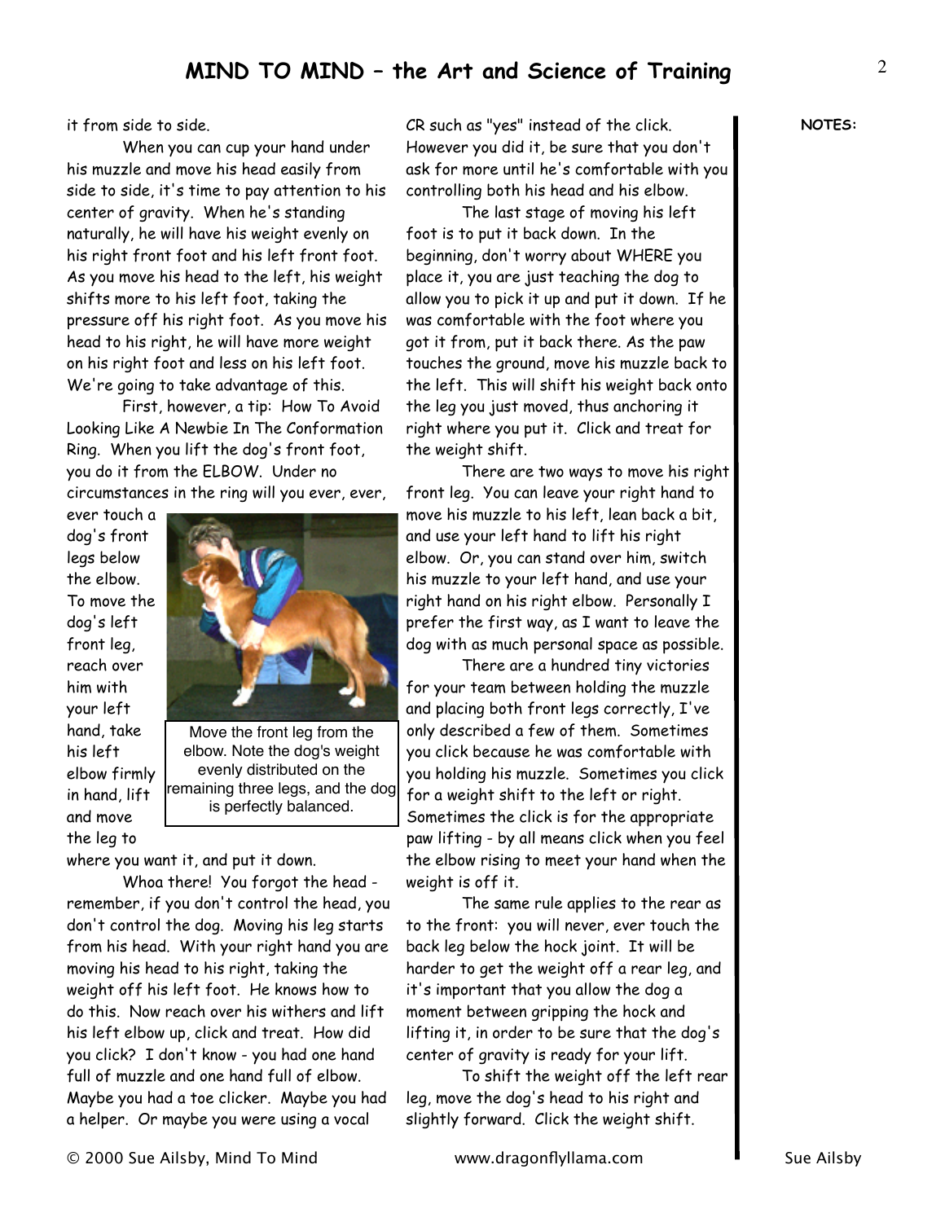it from side to side.

When you can cup your hand under his muzzle and move his head easily from side to side, it's time to pay attention to his center of gravity. When he's standing naturally, he will have his weight evenly on his right front foot and his left front foot. As you move his head to the left, his weight shifts more to his left foot, taking the pressure off his right foot. As you move his head to his right, he will have more weight on his right foot and less on his left foot. We're going to take advantage of this.

First, however, a tip: How To Avoid Looking Like A Newbie In The Conformation Ring. When you lift the dog's front foot, you do it from the ELBOW. Under no circumstances in the ring will you ever, ever, ever touch a dog's front legs below the elbow. To move the dog's left front leg, reach over him with your left hand, take his left elbow firmly in hand, lift and move the leg to where you want it, and put it down.

Move the front leg from the elbow. Note the dog's weight evenly distributed on the remaining three legs, and the dog is perfectly balanced.

Whoa there! You forgot the head - remember, if you don't control the head, you don't control the dog. Moving his leg starts from his head. With your right hand you are moving his head to his right, taking the weight off his left foot. He knows how to do this. Now reach over his withers and lift his left elbow up, click and treat. How did you click? I don't know - you had one hand full of muzzle and one hand full of elbow. Maybe you had a toe clicker. Maybe you had a helper. Or maybe you were using a vocal CR such as "yes" instead of the click. However you did it, be sure that you don't ask for more until he's comfortable with you controlling both his head and his elbow.

The last stage of moving his left foot is to put it back down. In the beginning, don't worry about WHERE you place it, you are just teaching the dog to allow you to pick it up and put it down. If he was comfortable with the foot where you got it from, put it back there. As the paw touches the ground, move his muzzle back to the left. This will shift his weight back onto the leg you just moved, thus anchoring it right where you put it. Click and treat for the weight shift.

There are two ways to move his right front leg. You can leave your right hand to move his muzzle to his left, lean back a bit, and use your left hand to lift his right elbow. Or, you can stand over him, switch his muzzle to your left hand, and use your right hand on his right elbow. Personally I prefer the first way, as I want to leave the dog with as much personal space as possible.

There are a hundred tiny victories for your team between holding the muzzle and placing both front legs correctly, I've only described a few of them. Sometimes you click because he was comfortable with you holding his muzzle. Sometimes you click for a weight shift to the left or right. Sometimes the click is for the appropriate paw lifting - by all means click when you feel the elbow rising to meet your hand when the weight is off it.

The same rule applies to the rear as to the front: you will never, ever touch the back leg below the hock joint. It will be harder to get the weight off a rear leg, and it's important that you allow the dog a moment between gripping the hock and lifting it, in order to be sure that the dog's center of gravity is ready for your lift.

To shift the weight off the left rear leg, move the dog's head to his right and slightly forward. Click the weight shift.

**NOTES:**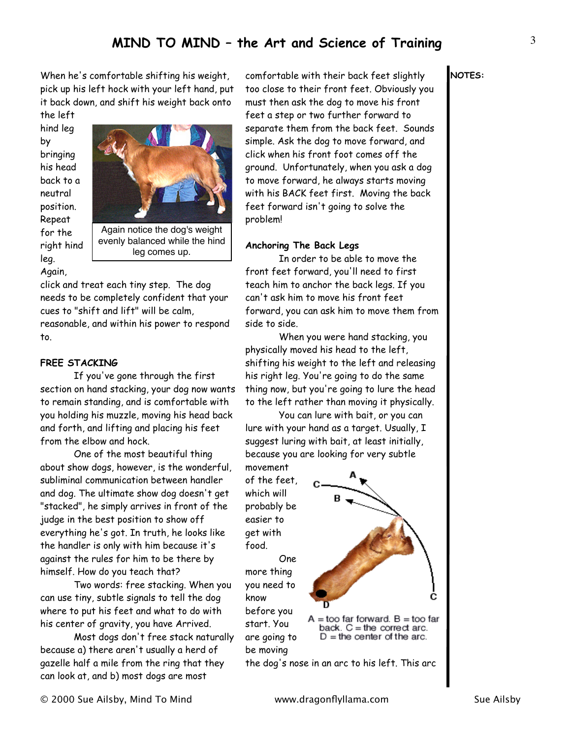When he's comfortable shifting his weight, pick up his left hock with your left hand, put it back down, and shift his weight back onto the left hind leg by bringing his head back to a neutral position. Repeat for the right hind leg. Again, click and treat each tiny step. The dog needs to be completely confident that your cues to "shift and lift" will be calm, reasonable, and within his power to respond to.

Again notice the dog's weight evenly balanced while the hind leg comes up.

**FREE STACKING**

If you've gone through the first section on hand stacking, your dog now wants to remain standing, and is comfortable with you holding his muzzle, moving his head back and forth, and lifting and placing his feet from the elbow and hock.

One of the most beautiful thing about show dogs, however, is the wonderful, subliminal communication between handler and dog. The ultimate show dog doesn't get "stacked", he simply arrives in front of the judge in the best position to show off everything he's got. In truth, he looks like the handler is only with him because it's against the rules for him to be there by himself. How do you teach that?

Two words: free stacking. When you can use tiny, subtle signals to tell the dog where to put his feet and what to do with his center of gravity, you have Arrived.

Most dogs don't free stack naturally because a) there aren't usually a herd of gazelle half a mile from the ring that they can look at, and b) most dogs are most comfortable with their back feet slightly too close to their front feet. Obviously you must then ask the dog to move his front feet a step or two further forward to separate them from the back feet. Sounds simple. Ask the dog to move forward, and click when his front foot comes off the ground. Unfortunately, when you ask a dog to move forward, he always starts moving with his BACK feet first. Moving the back feet forward isn't going to solve the problem!

**Anchoring The Back Legs**

In order to be able to move the front feet forward, you'll need to first teach him to anchor the back legs. If you can't ask him to move his front feet forward, you can ask him to move them from side to side.

When you were hand stacking, you physically moved his head to the left, shifting his weight to the left and releasing his right leg. You're going to do the same thing now, but you're going to lure the head to the left rather than moving it physically.

You can lure with bait, or you can lure with your hand as a target. Usually, I suggest luring with bait, at least initially, because you are looking for very subtle movement of the feet, which will probably be easier to get with food.

A = too far forward. B = too far back. C = the correct arc. D = the center of the arc.

One more thing you need to know before you start. You are going to be moving the dog's nose in an arc to his left. This arc

**NOTES:**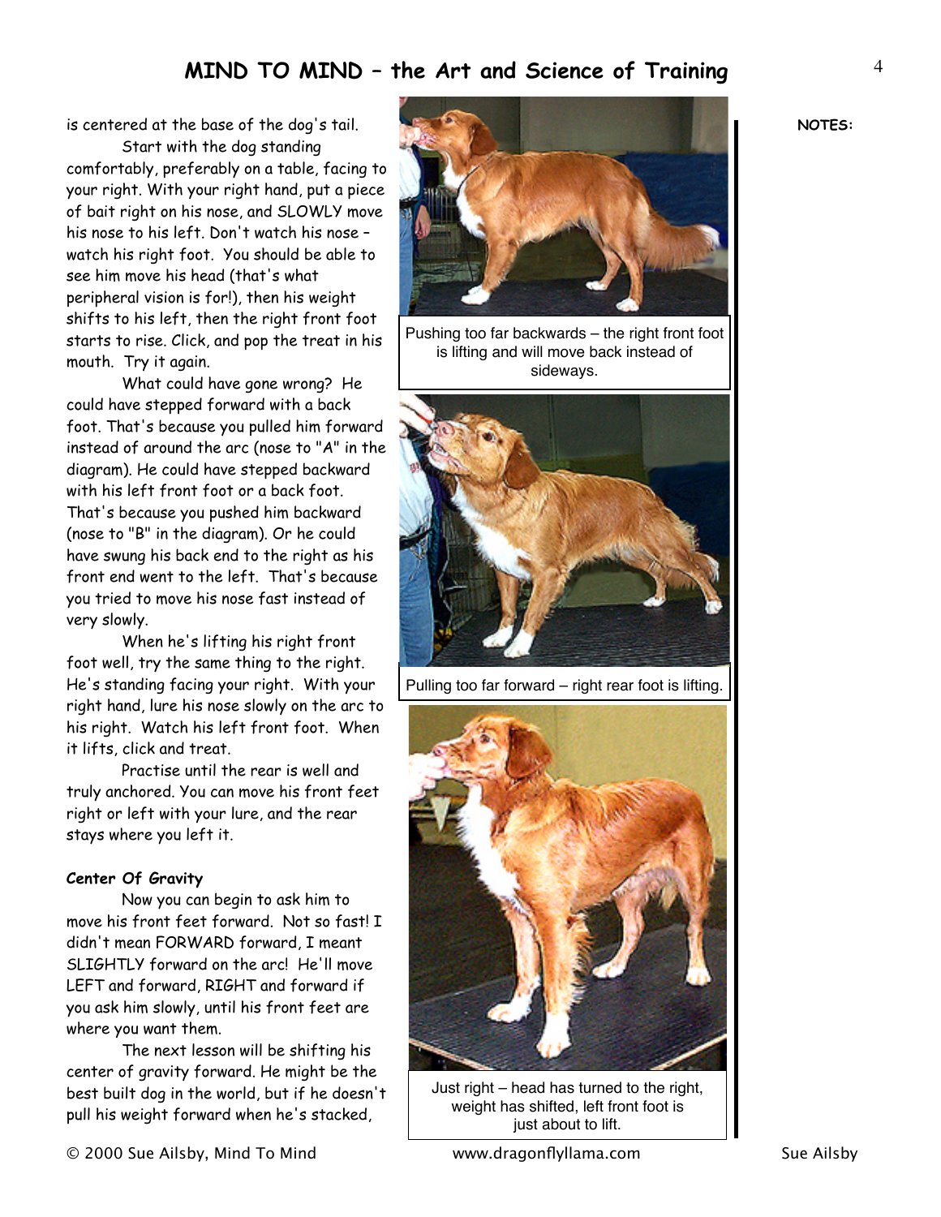is centered at the base of the dog's tail.

Start with the dog standing comfortably, preferably on a table, facing to your right. With your right hand, put a piece of bait right on his nose, and SLOWLY move his nose to his left. Don't watch his nose – watch his right foot. You should be able to see him move his head (that's what peripheral vision is for!), then his weight shifts to his left, then the right front foot starts to rise. Click, and pop the treat in his mouth. Try it again.

What could have gone wrong? He could have stepped forward with a back foot. That's because you pulled him forward instead of around the arc (nose to "A" in the diagram). He could have stepped backward with his left front foot or a back foot. That's because you pushed him backward (nose to "B" in the diagram). Or he could have swung his back end to the right as his front end went to the left. That's because you tried to move his nose fast instead of very slowly.

When he's lifting his right front foot well, try the same thing to the right. He's standing facing your right. With your right hand, lure his nose slowly on the arc to his right. Watch his left front foot. When it lifts, click and treat.

Practise until the rear is well and truly anchored. You can move his front feet right or left with your lure, and the rear stays where you left it.

### Center Of Gravity

Now you can begin to ask him to move his front feet forward. Not so fast! I didn't mean FORWARD forward, I meant SLIGHTLY forward on the arc! He'll move LEFT and forward, RIGHT and forward if you ask him slowly, until his front feet are where you want them.

The next lesson will be shifting his center of gravity forward. He might be the best built dog in the world, but if he doesn't pull his weight forward when he's stacked,

Pushing too far backwards – the right front foot is lifting and will move back instead of sideways.

Pulling too far forward – right rear foot is lifting.

Just right – head has turned to the right, weight has shifted, left front foot is just about to lift.

**NOTES:**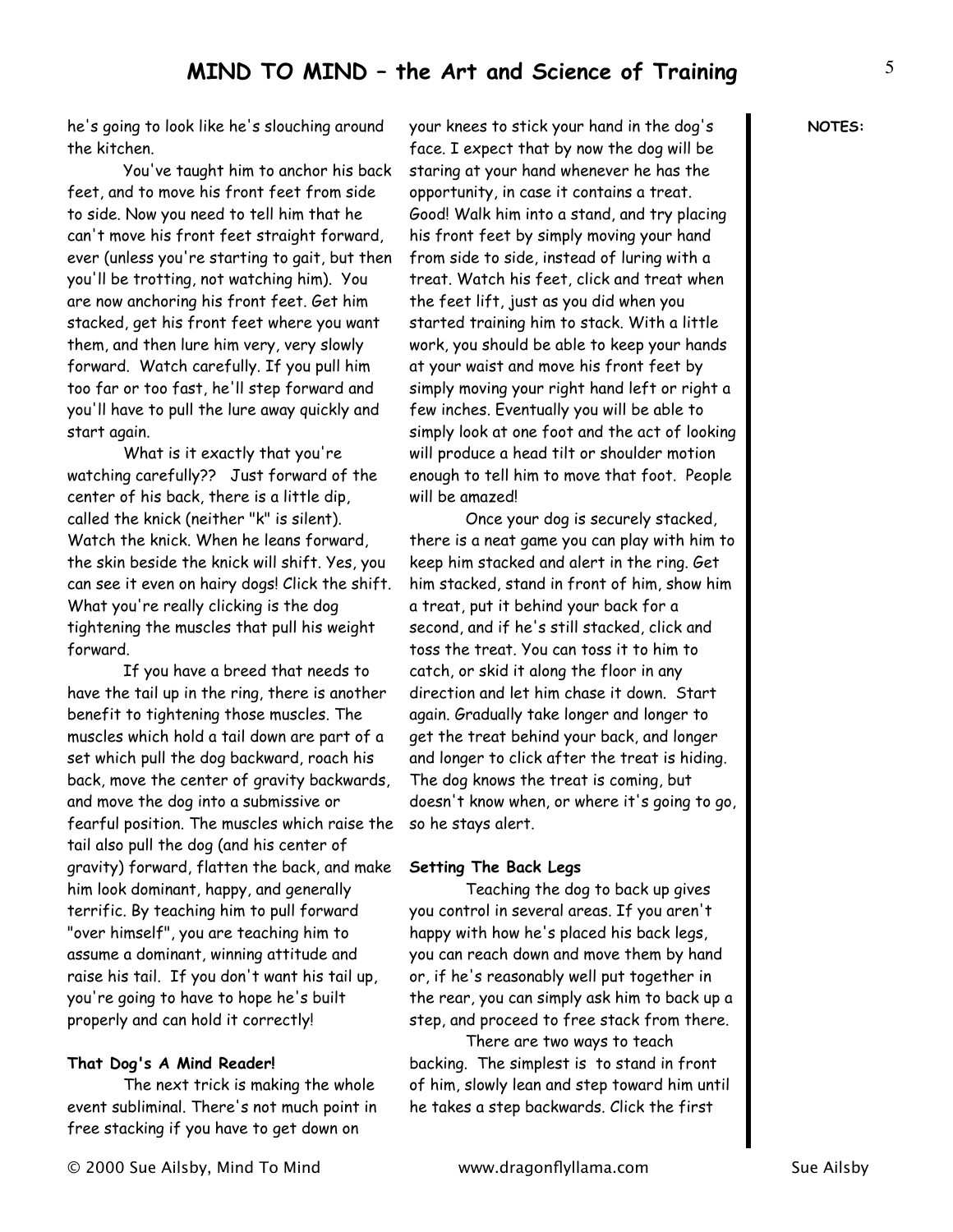he's going to look like he's slouching around the kitchen.

You've taught him to anchor his back feet, and to move his front feet from side to side. Now you need to tell him that he can't move his front feet straight forward, ever (unless you're starting to gait, but then you'll be trotting, not watching him). You are now anchoring his front feet. Get him stacked, get his front feet where you want them, and then lure him very, very slowly forward. Watch carefully. If you pull him too far or too fast, he'll step forward and you'll have to pull the lure away quickly and start again.

What is it exactly that you're watching carefully?? Just forward of the center of his back, there is a little dip, called the knick (neither "k" is silent). Watch the knick. When he leans forward, the skin beside the knick will shift. Yes, you can see it even on hairy dogs! Click the shift. What you're really clicking is the dog tightening the muscles that pull his weight forward.

If you have a breed that needs to have the tail up in the ring, there is another benefit to tightening those muscles. The muscles which hold a tail down are part of a set which pull the dog backward, roach his back, move the center of gravity backwards, and move the dog into a submissive or fearful position. The muscles which raise the tail also pull the dog (and his center of gravity) forward, flatten the back, and make him look dominant, happy, and generally terrific. By teaching him to pull forward "over himself", you are teaching him to assume a dominant, winning attitude and raise his tail. If you don't want his tail up, you're going to have to hope he's built properly and can hold it correctly!

**That Dog's A Mind Reader!**

The next trick is making the whole event subliminal. There's not much point in free stacking if you have to get down on your knees to stick your hand in the dog's face. I expect that by now the dog will be staring at your hand whenever he has the opportunity, in case it contains a treat. Good! Walk him into a stand, and try placing his front feet by simply moving your hand from side to side, instead of luring with a treat. Watch his feet, click and treat when the feet lift, just as you did when you started training him to stack. With a little work, you should be able to keep your hands at your waist and move his front feet by simply moving your right hand left or right a few inches. Eventually you will be able to simply look at one foot and the act of looking will produce a head tilt or shoulder motion enough to tell him to move that foot. People will be amazed!

Once your dog is securely stacked, there is a neat game you can play with him to keep him stacked and alert in the ring. Get him stacked, stand in front of him, show him a treat, put it behind your back for a second, and if he's still stacked, click and toss the treat. You can toss it to him to catch, or skid it along the floor in any direction and let him chase it down. Start again. Gradually take longer and longer to get the treat behind your back, and longer and longer to click after the treat is hiding. The dog knows the treat is coming, but doesn't know when, or where it's going to go, so he stays alert.

**Setting The Back Legs**

Teaching the dog to back up gives you control in several areas. If you aren't happy with how he's placed his back legs, you can reach down and move them by hand or, if he's reasonably well put together in the rear, you can simply ask him to back up a step, and proceed to free stack from there.

There are two ways to teach backing. The simplest is to stand in front of him, slowly lean and step toward him until he takes a step backwards. Click the first

**NOTES:**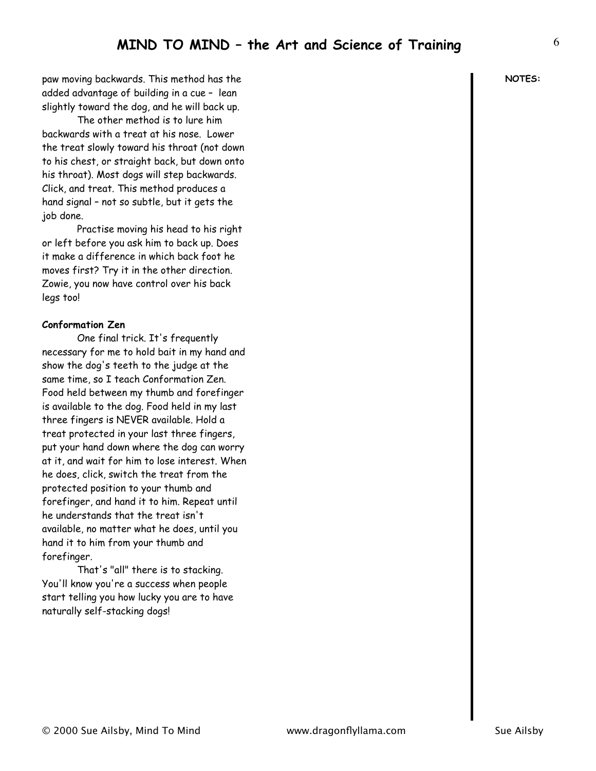paw moving backwards. This method has the added advantage of building in a cue – lean slightly toward the dog, and he will back up.

The other method is to lure him backwards with a treat at his nose. Lower the treat slowly toward his throat (not down to his chest, or straight back, but down onto his throat). Most dogs will step backwards. Click, and treat. This method produces a hand signal – not so subtle, but it gets the job done.

Practise moving his head to his right or left before you ask him to back up. Does it make a difference in which back foot he moves first? Try it in the other direction. Zowie, you now have control over his back legs too!

**Conformation Zen**

One final trick. It's frequently necessary for me to hold bait in my hand and show the dog's teeth to the judge at the same time, so I teach Conformation Zen. Food held between my thumb and forefinger is available to the dog. Food held in my last three fingers is NEVER available. Hold a treat protected in your last three fingers, put your hand down where the dog can worry at it, and wait for him to lose interest. When he does, click, switch the treat from the protected position to your thumb and forefinger, and hand it to him. Repeat until he understands that the treat isn't available, no matter what he does, until you hand it to him from your thumb and forefinger.

That's "all" there is to stacking. You'll know you're a success when people start telling you how lucky you are to have naturally self-stacking dogs!

**NOTES:**